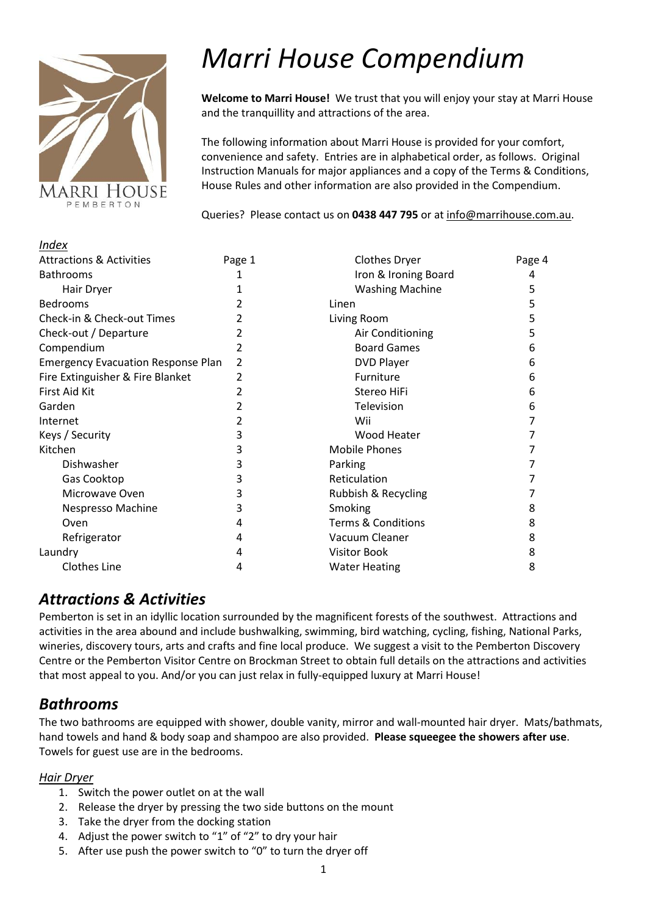# *Marri House Compendium*

**Welcome to Marri House!** We trust that you will enjoy your stay at Marri House and the tranquillity and attractions of the area.

The following information about Marri House is provided for your comfort, convenience and safety. Entries are in alphabetical order, as follows. Original Instruction Manuals for major appliances and a copy of the Terms & Conditions, House Rules and other information are also provided in the Compendium.

Queries? Please contact us on **0438 447 795** or at info@marrihouse.com.au.

*Index*

| Entry | Page |
|---|---|
| Attractions & Activities | Page 1 |
| Bathrooms | 1 |
| Hair Dryer | 1 |
| Bedrooms | 2 |
| Check-in & Check-out Times | 2 |
| Check-out / Departure | 2 |
| Compendium | 2 |
| Emergency Evacuation Response Plan | 2 |
| Fire Extinguisher & Fire Blanket | 2 |
| First Aid Kit | 2 |
| Garden | 2 |
| Internet | 2 |
| Keys / Security | 3 |
| Kitchen | 3 |
| Dishwasher | 3 |
| Gas Cooktop | 3 |
| Microwave Oven | 3 |
| Nespresso Machine | 3 |
| Oven | 4 |
| Refrigerator | 4 |
| Laundry | 4 |
| Clothes Line | 4 |
| Clothes Dryer | Page 4 |
| Iron & Ironing Board | 4 |
| Washing Machine | 5 |
| Linen | 5 |
| Living Room | 5 |
| Air Conditioning | 5 |
| Board Games | 6 |
| DVD Player | 6 |
| Furniture | 6 |
| Stereo HiFi | 6 |
| Television | 6 |
| Wii | 7 |
| Wood Heater | 7 |
| Mobile Phones | 7 |
| Parking | 7 |
| Reticulation | 7 |
| Rubbish & Recycling | 7 |
| Smoking | 8 |
| Terms & Conditions | 8 |
| Vacuum Cleaner | 8 |
| Visitor Book | 8 |
| Water Heating | 8 |

## *Attractions & Activities*

Pemberton is set in an idyllic location surrounded by the magnificent forests of the southwest. Attractions and activities in the area abound and include bushwalking, swimming, bird watching, cycling, fishing, National Parks, wineries, discovery tours, arts and crafts and fine local produce. We suggest a visit to the Pemberton Discovery Centre or the Pemberton Visitor Centre on Brockman Street to obtain full details on the attractions and activities that most appeal to you. And/or you can just relax in fully-equipped luxury at Marri House!

## *Bathrooms*

The two bathrooms are equipped with shower, double vanity, mirror and wall-mounted hair dryer. Mats/bathmats, hand towels and hand & body soap and shampoo are also provided. **Please squeegee the showers after use**. Towels for guest use are in the bedrooms.

### *Hair Dryer*

1. Switch the power outlet on at the wall
2. Release the dryer by pressing the two side buttons on the mount
3. Take the dryer from the docking station
4. Adjust the power switch to "1" of "2" to dry your hair
5. After use push the power switch to "0" to turn the dryer off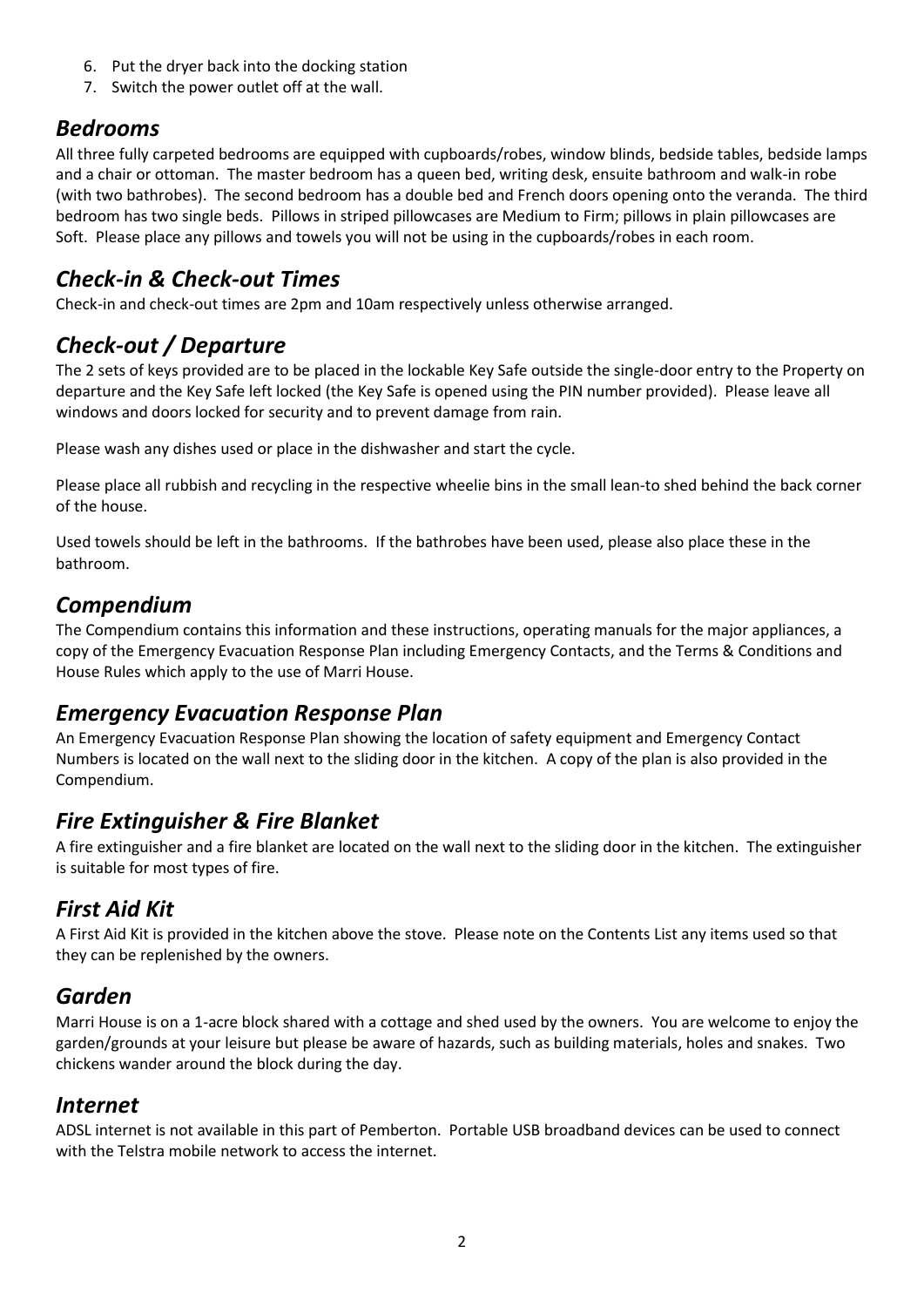6. Put the dryer back into the docking station
7. Switch the power outlet off at the wall.

## *Bedrooms*

All three fully carpeted bedrooms are equipped with cupboards/robes, window blinds, bedside tables, bedside lamps and a chair or ottoman. The master bedroom has a queen bed, writing desk, ensuite bathroom and walk-in robe (with two bathrobes). The second bedroom has a double bed and French doors opening onto the veranda. The third bedroom has two single beds. Pillows in striped pillowcases are Medium to Firm; pillows in plain pillowcases are Soft. Please place any pillows and towels you will not be using in the cupboards/robes in each room.

## *Check-in & Check-out Times*

Check-in and check-out times are 2pm and 10am respectively unless otherwise arranged.

## *Check-out / Departure*

The 2 sets of keys provided are to be placed in the lockable Key Safe outside the single-door entry to the Property on departure and the Key Safe left locked (the Key Safe is opened using the PIN number provided). Please leave all windows and doors locked for security and to prevent damage from rain.

Please wash any dishes used or place in the dishwasher and start the cycle.

Please place all rubbish and recycling in the respective wheelie bins in the small lean-to shed behind the back corner of the house.

Used towels should be left in the bathrooms. If the bathrobes have been used, please also place these in the bathroom.

## *Compendium*

The Compendium contains this information and these instructions, operating manuals for the major appliances, a copy of the Emergency Evacuation Response Plan including Emergency Contacts, and the Terms & Conditions and House Rules which apply to the use of Marri House.

## *Emergency Evacuation Response Plan*

An Emergency Evacuation Response Plan showing the location of safety equipment and Emergency Contact Numbers is located on the wall next to the sliding door in the kitchen. A copy of the plan is also provided in the Compendium.

## *Fire Extinguisher & Fire Blanket*

A fire extinguisher and a fire blanket are located on the wall next to the sliding door in the kitchen. The extinguisher is suitable for most types of fire.

## *First Aid Kit*

A First Aid Kit is provided in the kitchen above the stove. Please note on the Contents List any items used so that they can be replenished by the owners.

## *Garden*

Marri House is on a 1-acre block shared with a cottage and shed used by the owners. You are welcome to enjoy the garden/grounds at your leisure but please be aware of hazards, such as building materials, holes and snakes. Two chickens wander around the block during the day.

## *Internet*

ADSL internet is not available in this part of Pemberton. Portable USB broadband devices can be used to connect with the Telstra mobile network to access the internet.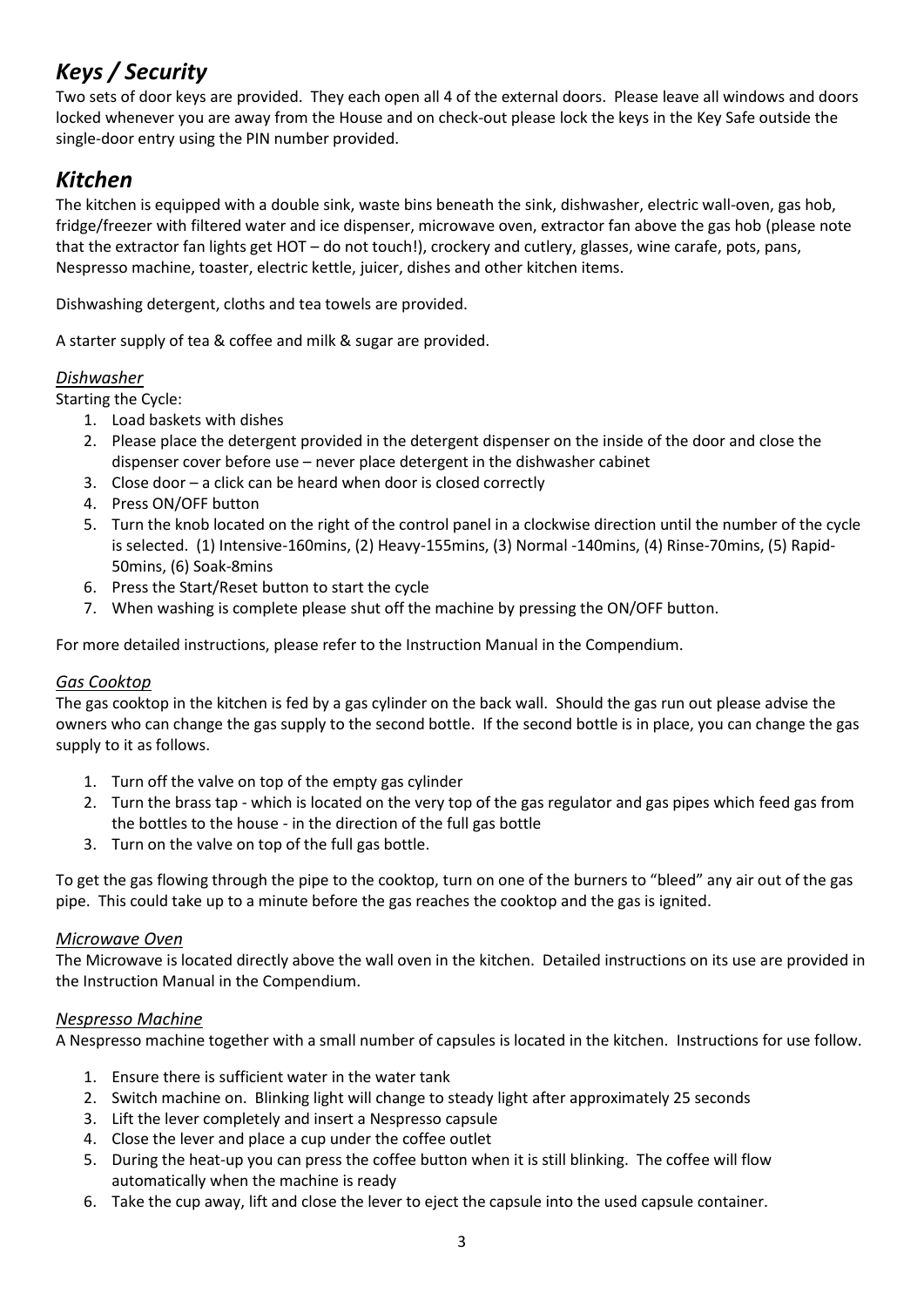## *Keys / Security*

Two sets of door keys are provided. They each open all 4 of the external doors. Please leave all windows and doors locked whenever you are away from the House and on check-out please lock the keys in the Key Safe outside the single-door entry using the PIN number provided.

## *Kitchen*

The kitchen is equipped with a double sink, waste bins beneath the sink, dishwasher, electric wall-oven, gas hob, fridge/freezer with filtered water and ice dispenser, microwave oven, extractor fan above the gas hob (please note that the extractor fan lights get HOT – do not touch!), crockery and cutlery, glasses, wine carafe, pots, pans, Nespresso machine, toaster, electric kettle, juicer, dishes and other kitchen items.

Dishwashing detergent, cloths and tea towels are provided.

A starter supply of tea & coffee and milk & sugar are provided.

### *Dishwasher*

Starting the Cycle:

1. Load baskets with dishes
2. Please place the detergent provided in the detergent dispenser on the inside of the door and close the dispenser cover before use – never place detergent in the dishwasher cabinet
3. Close door – a click can be heard when door is closed correctly
4. Press ON/OFF button
5. Turn the knob located on the right of the control panel in a clockwise direction until the number of the cycle is selected. (1) Intensive-160mins, (2) Heavy-155mins, (3) Normal -140mins, (4) Rinse-70mins, (5) Rapid-50mins, (6) Soak-8mins
6. Press the Start/Reset button to start the cycle
7. When washing is complete please shut off the machine by pressing the ON/OFF button.

For more detailed instructions, please refer to the Instruction Manual in the Compendium.

### *Gas Cooktop*

The gas cooktop in the kitchen is fed by a gas cylinder on the back wall. Should the gas run out please advise the owners who can change the gas supply to the second bottle. If the second bottle is in place, you can change the gas supply to it as follows.

1. Turn off the valve on top of the empty gas cylinder
2. Turn the brass tap - which is located on the very top of the gas regulator and gas pipes which feed gas from the bottles to the house - in the direction of the full gas bottle
3. Turn on the valve on top of the full gas bottle.

To get the gas flowing through the pipe to the cooktop, turn on one of the burners to "bleed" any air out of the gas pipe. This could take up to a minute before the gas reaches the cooktop and the gas is ignited.

### *Microwave Oven*

The Microwave is located directly above the wall oven in the kitchen. Detailed instructions on its use are provided in the Instruction Manual in the Compendium.

### *Nespresso Machine*

A Nespresso machine together with a small number of capsules is located in the kitchen. Instructions for use follow.

1. Ensure there is sufficient water in the water tank
2. Switch machine on. Blinking light will change to steady light after approximately 25 seconds
3. Lift the lever completely and insert a Nespresso capsule
4. Close the lever and place a cup under the coffee outlet
5. During the heat-up you can press the coffee button when it is still blinking. The coffee will flow automatically when the machine is ready
6. Take the cup away, lift and close the lever to eject the capsule into the used capsule container.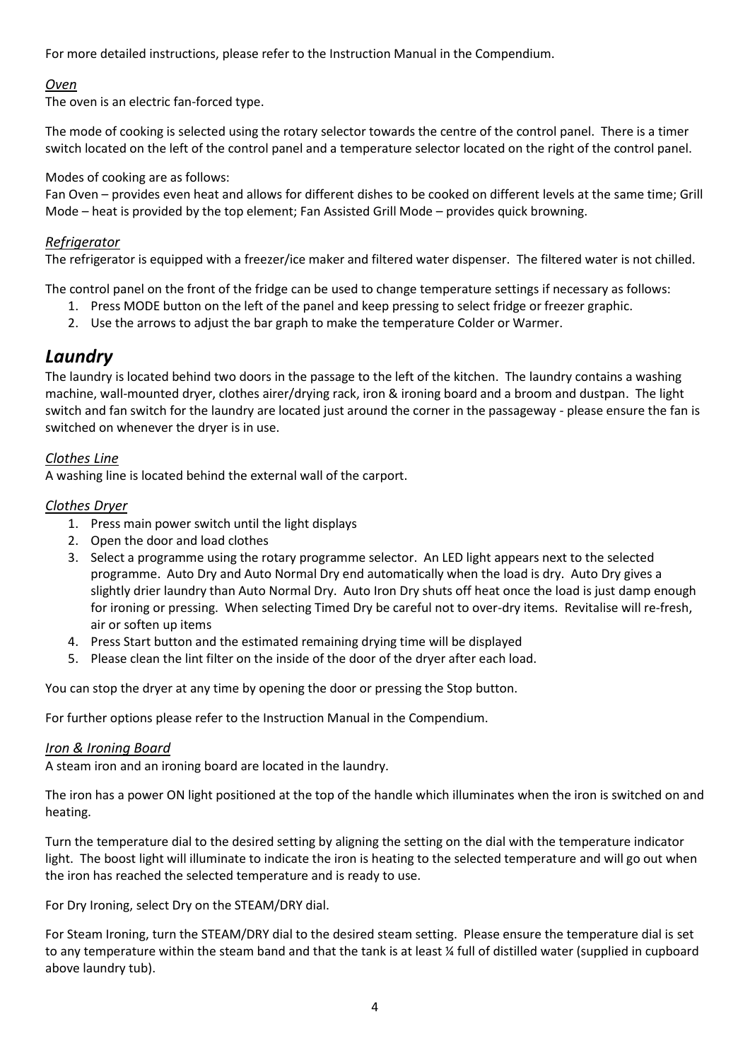For more detailed instructions, please refer to the Instruction Manual in the Compendium.

### *Oven*

The oven is an electric fan-forced type.

The mode of cooking is selected using the rotary selector towards the centre of the control panel. There is a timer switch located on the left of the control panel and a temperature selector located on the right of the control panel.

Modes of cooking are as follows:
Fan Oven – provides even heat and allows for different dishes to be cooked on different levels at the same time; Grill Mode – heat is provided by the top element; Fan Assisted Grill Mode – provides quick browning.

### *Refrigerator*

The refrigerator is equipped with a freezer/ice maker and filtered water dispenser. The filtered water is not chilled.

The control panel on the front of the fridge can be used to change temperature settings if necessary as follows:

1. Press MODE button on the left of the panel and keep pressing to select fridge or freezer graphic.
2. Use the arrows to adjust the bar graph to make the temperature Colder or Warmer.

## *Laundry*

The laundry is located behind two doors in the passage to the left of the kitchen. The laundry contains a washing machine, wall-mounted dryer, clothes airer/drying rack, iron & ironing board and a broom and dustpan. The light switch and fan switch for the laundry are located just around the corner in the passageway - please ensure the fan is switched on whenever the dryer is in use.

### *Clothes Line*

A washing line is located behind the external wall of the carport.

### *Clothes Dryer*

1. Press main power switch until the light displays
2. Open the door and load clothes
3. Select a programme using the rotary programme selector. An LED light appears next to the selected programme. Auto Dry and Auto Normal Dry end automatically when the load is dry. Auto Dry gives a slightly drier laundry than Auto Normal Dry. Auto Iron Dry shuts off heat once the load is just damp enough for ironing or pressing. When selecting Timed Dry be careful not to over-dry items. Revitalise will re-fresh, air or soften up items
4. Press Start button and the estimated remaining drying time will be displayed
5. Please clean the lint filter on the inside of the door of the dryer after each load.

You can stop the dryer at any time by opening the door or pressing the Stop button.

For further options please refer to the Instruction Manual in the Compendium.

### *Iron & Ironing Board*

A steam iron and an ironing board are located in the laundry.

The iron has a power ON light positioned at the top of the handle which illuminates when the iron is switched on and heating.

Turn the temperature dial to the desired setting by aligning the setting on the dial with the temperature indicator light. The boost light will illuminate to indicate the iron is heating to the selected temperature and will go out when the iron has reached the selected temperature and is ready to use.

For Dry Ironing, select Dry on the STEAM/DRY dial.

For Steam Ironing, turn the STEAM/DRY dial to the desired steam setting. Please ensure the temperature dial is set to any temperature within the steam band and that the tank is at least ¼ full of distilled water (supplied in cupboard above laundry tub).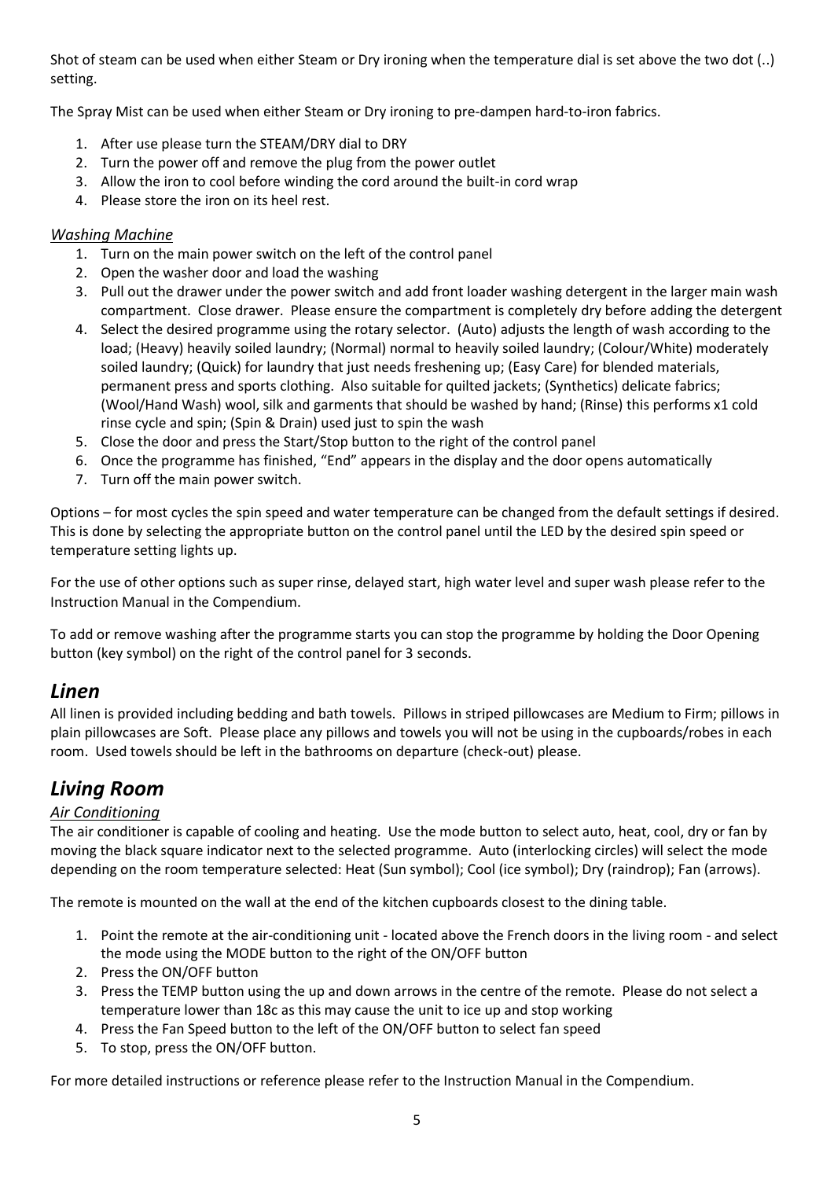Shot of steam can be used when either Steam or Dry ironing when the temperature dial is set above the two dot (..) setting.

The Spray Mist can be used when either Steam or Dry ironing to pre-dampen hard-to-iron fabrics.

1. After use please turn the STEAM/DRY dial to DRY
2. Turn the power off and remove the plug from the power outlet
3. Allow the iron to cool before winding the cord around the built-in cord wrap
4. Please store the iron on its heel rest.

### *Washing Machine*

1. Turn on the main power switch on the left of the control panel
2. Open the washer door and load the washing
3. Pull out the drawer under the power switch and add front loader washing detergent in the larger main wash compartment. Close drawer. Please ensure the compartment is completely dry before adding the detergent
4. Select the desired programme using the rotary selector. (Auto) adjusts the length of wash according to the load; (Heavy) heavily soiled laundry; (Normal) normal to heavily soiled laundry; (Colour/White) moderately soiled laundry; (Quick) for laundry that just needs freshening up; (Easy Care) for blended materials, permanent press and sports clothing. Also suitable for quilted jackets; (Synthetics) delicate fabrics; (Wool/Hand Wash) wool, silk and garments that should be washed by hand; (Rinse) this performs x1 cold rinse cycle and spin; (Spin & Drain) used just to spin the wash
5. Close the door and press the Start/Stop button to the right of the control panel
6. Once the programme has finished, "End" appears in the display and the door opens automatically
7. Turn off the main power switch.

Options – for most cycles the spin speed and water temperature can be changed from the default settings if desired. This is done by selecting the appropriate button on the control panel until the LED by the desired spin speed or temperature setting lights up.

For the use of other options such as super rinse, delayed start, high water level and super wash please refer to the Instruction Manual in the Compendium.

To add or remove washing after the programme starts you can stop the programme by holding the Door Opening button (key symbol) on the right of the control panel for 3 seconds.

## *Linen*

All linen is provided including bedding and bath towels. Pillows in striped pillowcases are Medium to Firm; pillows in plain pillowcases are Soft. Please place any pillows and towels you will not be using in the cupboards/robes in each room. Used towels should be left in the bathrooms on departure (check-out) please.

## *Living Room*

### *Air Conditioning*

The air conditioner is capable of cooling and heating. Use the mode button to select auto, heat, cool, dry or fan by moving the black square indicator next to the selected programme. Auto (interlocking circles) will select the mode depending on the room temperature selected: Heat (Sun symbol); Cool (ice symbol); Dry (raindrop); Fan (arrows).

The remote is mounted on the wall at the end of the kitchen cupboards closest to the dining table.

1. Point the remote at the air-conditioning unit - located above the French doors in the living room - and select the mode using the MODE button to the right of the ON/OFF button
2. Press the ON/OFF button
3. Press the TEMP button using the up and down arrows in the centre of the remote. Please do not select a temperature lower than 18c as this may cause the unit to ice up and stop working
4. Press the Fan Speed button to the left of the ON/OFF button to select fan speed
5. To stop, press the ON/OFF button.

For more detailed instructions or reference please refer to the Instruction Manual in the Compendium.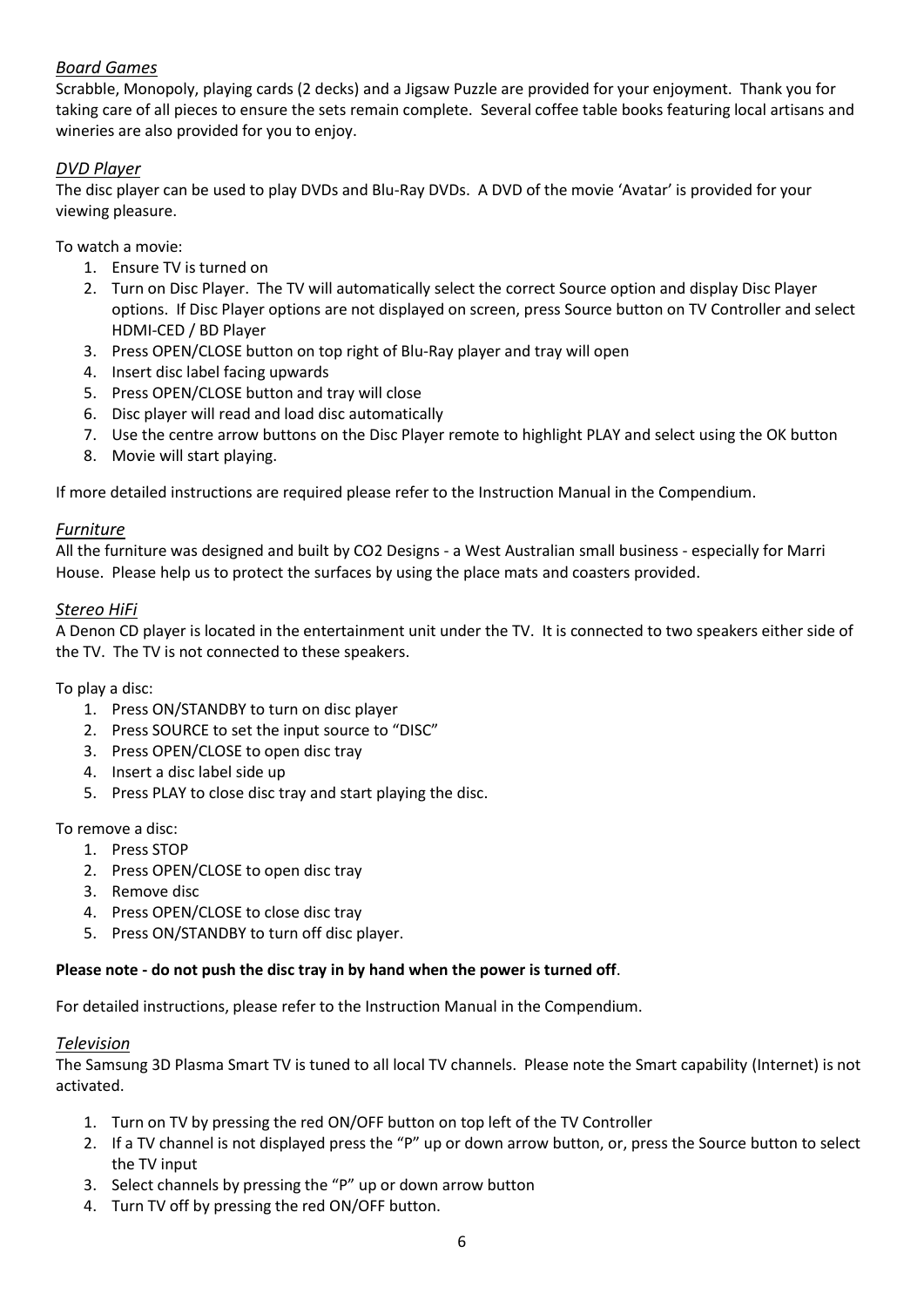*Board Games*

Scrabble, Monopoly, playing cards (2 decks) and a Jigsaw Puzzle are provided for your enjoyment. Thank you for taking care of all pieces to ensure the sets remain complete. Several coffee table books featuring local artisans and wineries are also provided for you to enjoy.

*DVD Player*

The disc player can be used to play DVDs and Blu-Ray DVDs. A DVD of the movie 'Avatar' is provided for your viewing pleasure.

To watch a movie:

1. Ensure TV is turned on
2. Turn on Disc Player. The TV will automatically select the correct Source option and display Disc Player options. If Disc Player options are not displayed on screen, press Source button on TV Controller and select HDMI-CED / BD Player
3. Press OPEN/CLOSE button on top right of Blu-Ray player and tray will open
4. Insert disc label facing upwards
5. Press OPEN/CLOSE button and tray will close
6. Disc player will read and load disc automatically
7. Use the centre arrow buttons on the Disc Player remote to highlight PLAY and select using the OK button
8. Movie will start playing.

If more detailed instructions are required please refer to the Instruction Manual in the Compendium.

*Furniture*

All the furniture was designed and built by CO2 Designs - a West Australian small business - especially for Marri House. Please help us to protect the surfaces by using the place mats and coasters provided.

*Stereo HiFi*

A Denon CD player is located in the entertainment unit under the TV. It is connected to two speakers either side of the TV. The TV is not connected to these speakers.

To play a disc:

1. Press ON/STANDBY to turn on disc player
2. Press SOURCE to set the input source to "DISC"
3. Press OPEN/CLOSE to open disc tray
4. Insert a disc label side up
5. Press PLAY to close disc tray and start playing the disc.

To remove a disc:

1. Press STOP
2. Press OPEN/CLOSE to open disc tray
3. Remove disc
4. Press OPEN/CLOSE to close disc tray
5. Press ON/STANDBY to turn off disc player.

**Please note - do not push the disc tray in by hand when the power is turned off**.

For detailed instructions, please refer to the Instruction Manual in the Compendium.

*Television*

The Samsung 3D Plasma Smart TV is tuned to all local TV channels. Please note the Smart capability (Internet) is not activated.

1. Turn on TV by pressing the red ON/OFF button on top left of the TV Controller
2. If a TV channel is not displayed press the "P" up or down arrow button, or, press the Source button to select the TV input
3. Select channels by pressing the "P" up or down arrow button
4. Turn TV off by pressing the red ON/OFF button.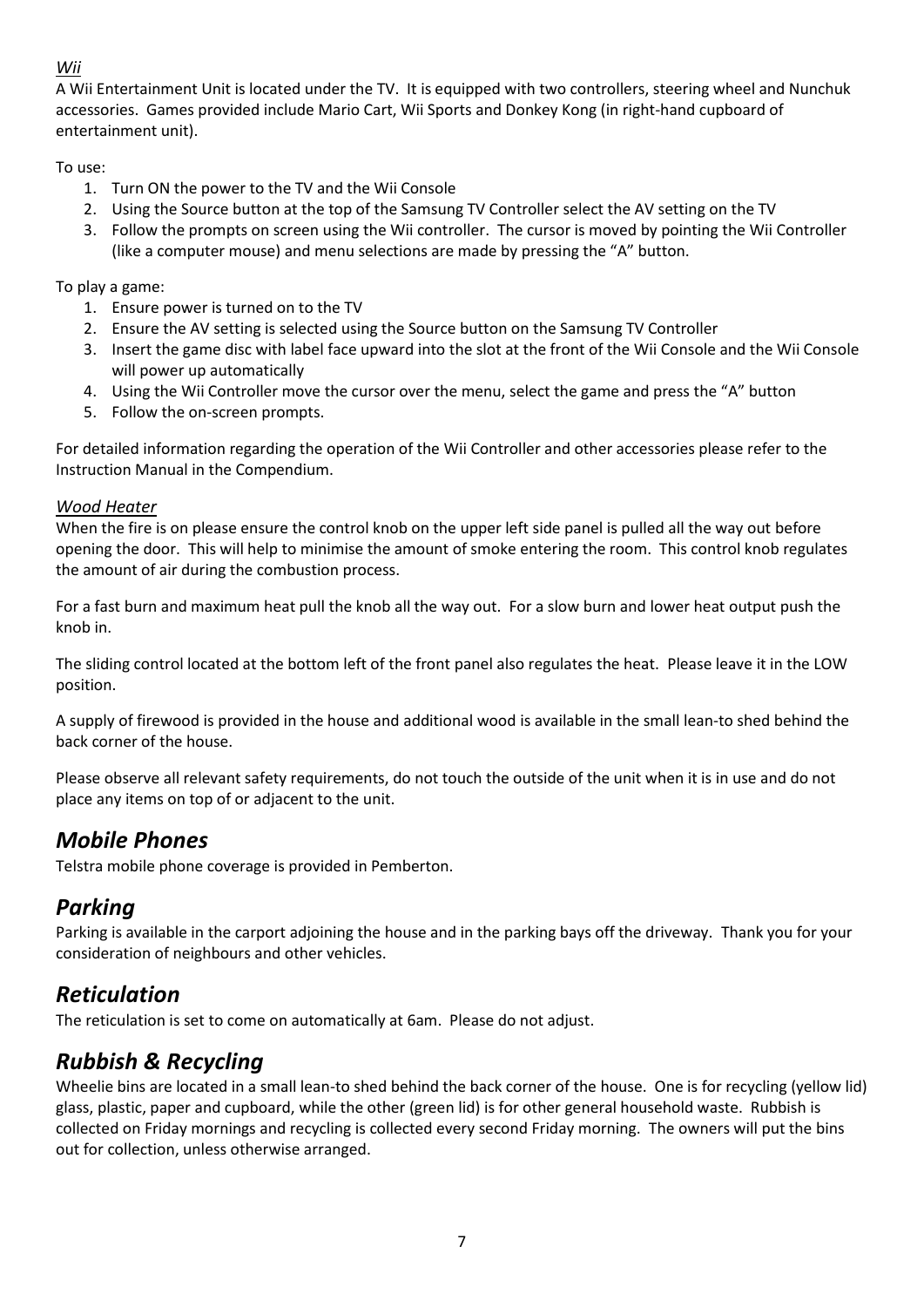### *Wii*

A Wii Entertainment Unit is located under the TV. It is equipped with two controllers, steering wheel and Nunchuk accessories. Games provided include Mario Cart, Wii Sports and Donkey Kong (in right-hand cupboard of entertainment unit).

To use:

1. Turn ON the power to the TV and the Wii Console
2. Using the Source button at the top of the Samsung TV Controller select the AV setting on the TV
3. Follow the prompts on screen using the Wii controller. The cursor is moved by pointing the Wii Controller (like a computer mouse) and menu selections are made by pressing the "A" button.

To play a game:

1. Ensure power is turned on to the TV
2. Ensure the AV setting is selected using the Source button on the Samsung TV Controller
3. Insert the game disc with label face upward into the slot at the front of the Wii Console and the Wii Console will power up automatically
4. Using the Wii Controller move the cursor over the menu, select the game and press the "A" button
5. Follow the on-screen prompts.

For detailed information regarding the operation of the Wii Controller and other accessories please refer to the Instruction Manual in the Compendium.

### *Wood Heater*

When the fire is on please ensure the control knob on the upper left side panel is pulled all the way out before opening the door. This will help to minimise the amount of smoke entering the room. This control knob regulates the amount of air during the combustion process.

For a fast burn and maximum heat pull the knob all the way out. For a slow burn and lower heat output push the knob in.

The sliding control located at the bottom left of the front panel also regulates the heat. Please leave it in the LOW position.

A supply of firewood is provided in the house and additional wood is available in the small lean-to shed behind the back corner of the house.

Please observe all relevant safety requirements, do not touch the outside of the unit when it is in use and do not place any items on top of or adjacent to the unit.

## *Mobile Phones*

Telstra mobile phone coverage is provided in Pemberton.

## *Parking*

Parking is available in the carport adjoining the house and in the parking bays off the driveway. Thank you for your consideration of neighbours and other vehicles.

## *Reticulation*

The reticulation is set to come on automatically at 6am. Please do not adjust.

## *Rubbish & Recycling*

Wheelie bins are located in a small lean-to shed behind the back corner of the house. One is for recycling (yellow lid) glass, plastic, paper and cupboard, while the other (green lid) is for other general household waste. Rubbish is collected on Friday mornings and recycling is collected every second Friday morning. The owners will put the bins out for collection, unless otherwise arranged.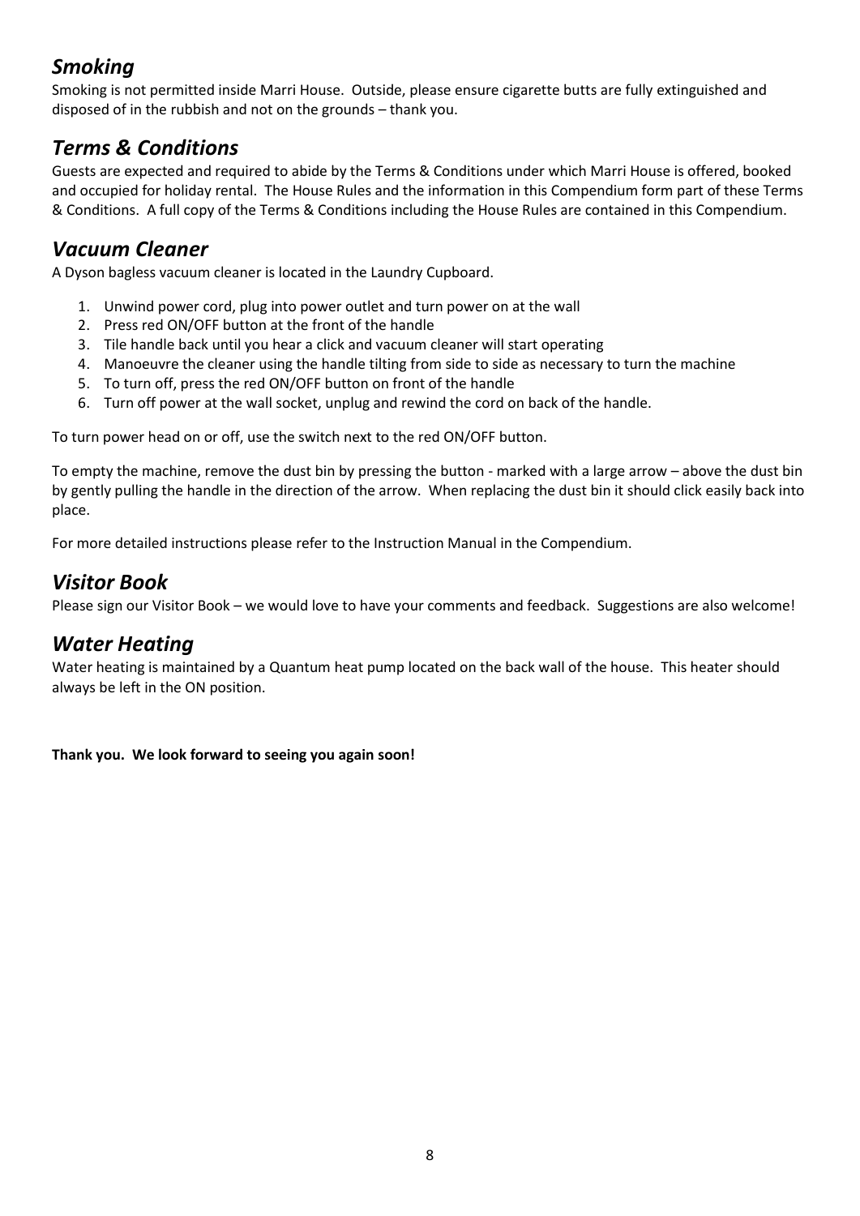## *Smoking*

Smoking is not permitted inside Marri House. Outside, please ensure cigarette butts are fully extinguished and disposed of in the rubbish and not on the grounds – thank you.

## *Terms & Conditions*

Guests are expected and required to abide by the Terms & Conditions under which Marri House is offered, booked and occupied for holiday rental. The House Rules and the information in this Compendium form part of these Terms & Conditions. A full copy of the Terms & Conditions including the House Rules are contained in this Compendium.

## *Vacuum Cleaner*

A Dyson bagless vacuum cleaner is located in the Laundry Cupboard.

1. Unwind power cord, plug into power outlet and turn power on at the wall
2. Press red ON/OFF button at the front of the handle
3. Tile handle back until you hear a click and vacuum cleaner will start operating
4. Manoeuvre the cleaner using the handle tilting from side to side as necessary to turn the machine
5. To turn off, press the red ON/OFF button on front of the handle
6. Turn off power at the wall socket, unplug and rewind the cord on back of the handle.

To turn power head on or off, use the switch next to the red ON/OFF button.

To empty the machine, remove the dust bin by pressing the button - marked with a large arrow – above the dust bin by gently pulling the handle in the direction of the arrow. When replacing the dust bin it should click easily back into place.

For more detailed instructions please refer to the Instruction Manual in the Compendium.

## *Visitor Book*

Please sign our Visitor Book – we would love to have your comments and feedback. Suggestions are also welcome!

## *Water Heating*

Water heating is maintained by a Quantum heat pump located on the back wall of the house. This heater should always be left in the ON position.

**Thank you. We look forward to seeing you again soon!**